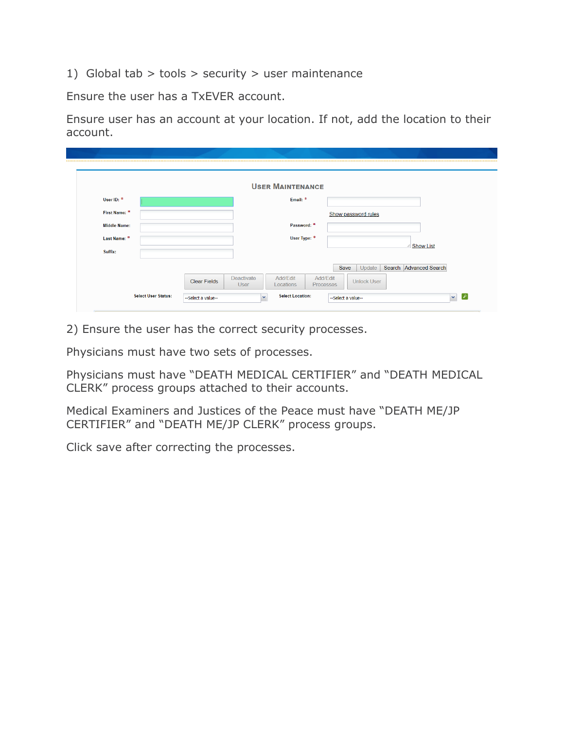1) Global tab > tools > security > user maintenance

Ensure the user has a TxEVER account.

Ensure user has an account at your location. If not, add the location to their account.

2) Ensure the user has the correct security processes.

Physicians must have two sets of processes.

Physicians must have "DEATH MEDICAL CERTIFIER" and "DEATH MEDICAL CLERK" process groups attached to their accounts.

Medical Examiners and Justices of the Peace must have "DEATH ME/JP CERTIFIER" and "DEATH ME/JP CLERK" process groups.

Click save after correcting the processes.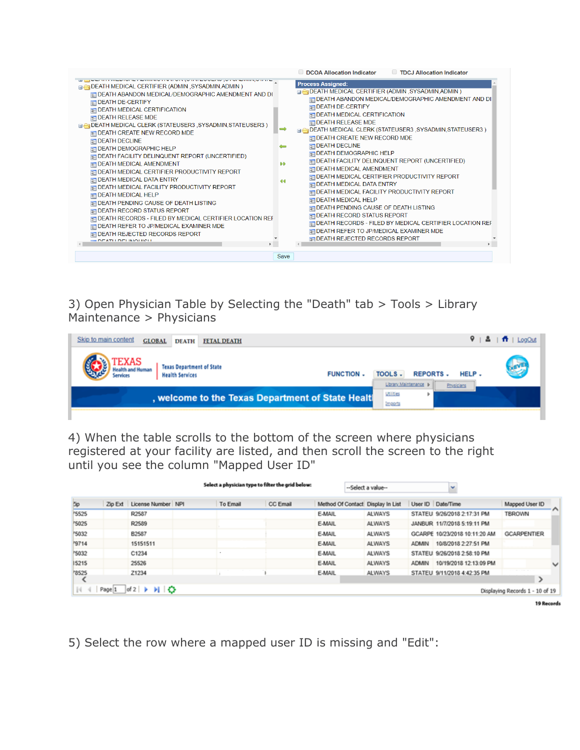3) Open Physician Table by Selecting the "Death" tab > Tools > Library Maintenance > Physicians

4) When the table scrolls to the bottom of the screen where physicians registered at your facility are listed, and then scroll the screen to the right until you see the column "Mapped User ID"

5) Select the row where a mapped user ID is missing and "Edit":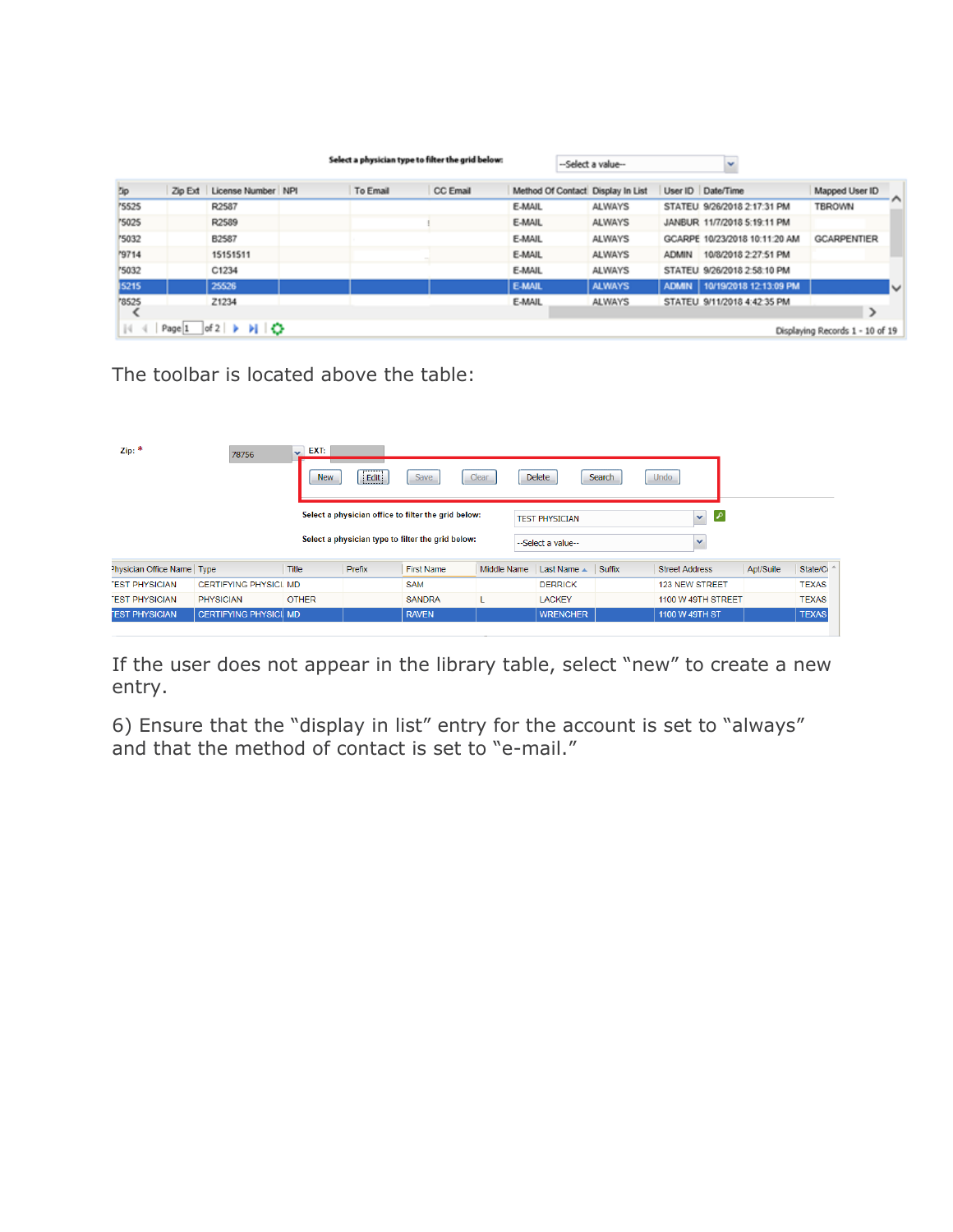The toolbar is located above the table:

If the user does not appear in the library table, select "new" to create a new entry.

6) Ensure that the "display in list" entry for the account is set to "always" and that the method of contact is set to "e-mail."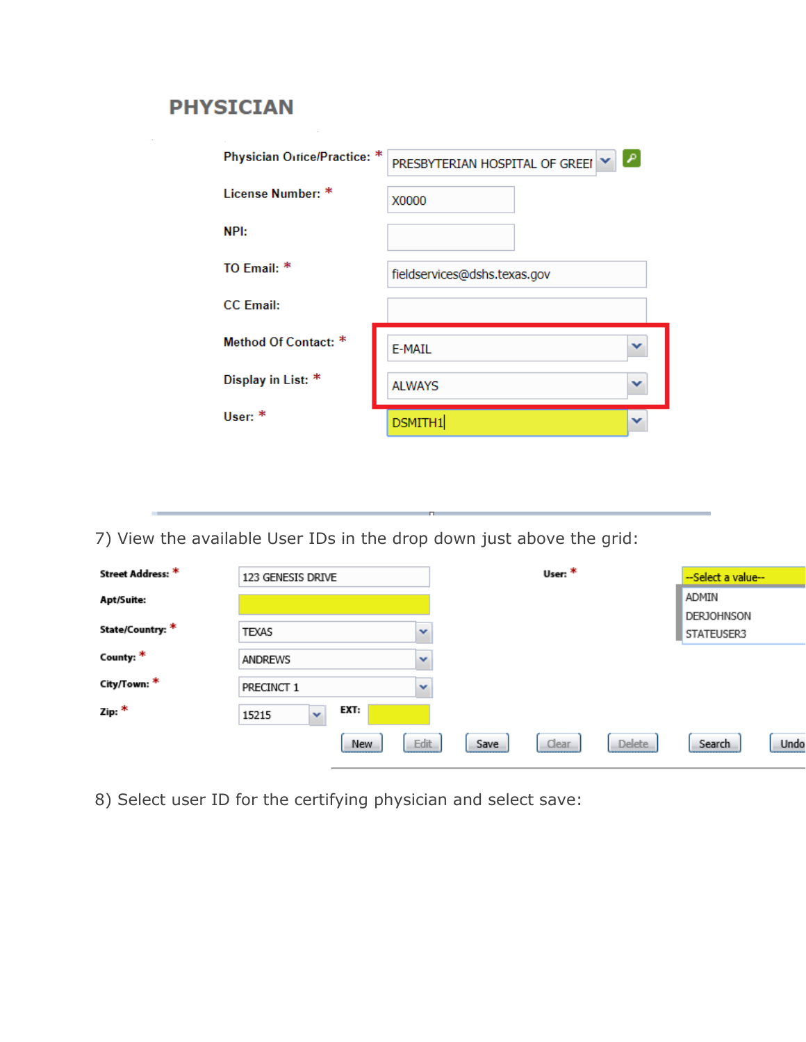## PHYSICIAN

Physician Office/Practice: * PRESBYTERIAN HOSPITAL OF GREEI

License Number: * X0000

NPI:

TO Email: * fieldservices@dshs.texas.gov

CC Email:

Method Of Contact: * E-MAIL

Display in List: * ALWAYS

User: * DSMITH1

7) View the available User IDs in the drop down just above the grid:

Street Address: * 123 GENESIS DRIVE

Apt/Suite:

State/Country: * TEXAS

County: * ANDREWS

City/Town: * PRECINCT 1

Zip: * 15215 EXT:

User: * --Select a value--
ADMIN
DERJOHNSON
STATEUSER3

New | Edit | Save | Clear | Delete | Search | Undo

8) Select user ID for the certifying physician and select save: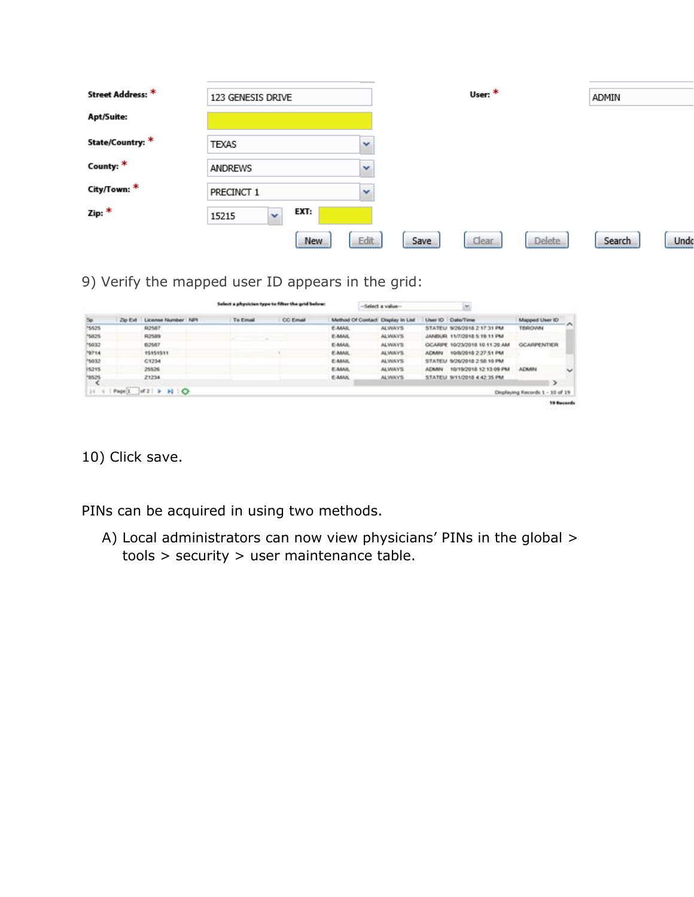| Street Address: * | 123 GENESIS DRIVE | User: * | ADMIN |
| --- | --- | --- | --- |
| Apt/Suite: | | | |
| State/Country: * | TEXAS | | |
| County: * | ANDREWS | | |
| City/Town: * | PRECINCT 1 | | |
| Zip: * | 15215 | EXT: | |

New | Edit | Save | Clear | Delete | Search | Undo

9) Verify the mapped user ID appears in the grid:

Select a physician type to filter the grid below: --Select a value--

| Zip | Zip Ext | License Number | NPI | To Email | CC Email | Method Of Contact | Display In List | User ID | Date/Time | Mapped User ID |
| --- | --- | --- | --- | --- | --- | --- | --- | --- | --- | --- |
| 75525 | | R2587 | | | | E-MAIL | ALWAYS | STATEU | 9/26/2018 2:17:31 PM | TBROWN |
| 75025 | | R2589 | | | | E-MAIL | ALWAYS | JANBUR | 11/7/2018 5:19:11 PM | |
| 75032 | | B2587 | | | | E-MAIL | ALWAYS | GCARPE | 10/23/2018 10:11:20 AM | GCARPENTIER |
| 79714 | | 15151511 | | | | E-MAIL | ALWAYS | ADMIN | 10/8/2018 2:27:51 PM | |
| 75032 | | C1234 | | | | E-MAIL | ALWAYS | STATEU | 9/26/2018 2:58:10 PM | |
| 15215 | | 25526 | | | | E-MAIL | ALWAYS | ADMIN | 10/19/2018 12:13:09 PM | ADMIN |
| 78525 | | Z1234 | | | | E-MAIL | ALWAYS | STATEU | 9/11/2018 4:42:35 PM | |

Page 1 of 2 — Displaying Records 1 - 10 of 19

19 Records

10) Click save.

PINs can be acquired in using two methods.

A) Local administrators can now view physicians' PINs in the global > tools > security > user maintenance table.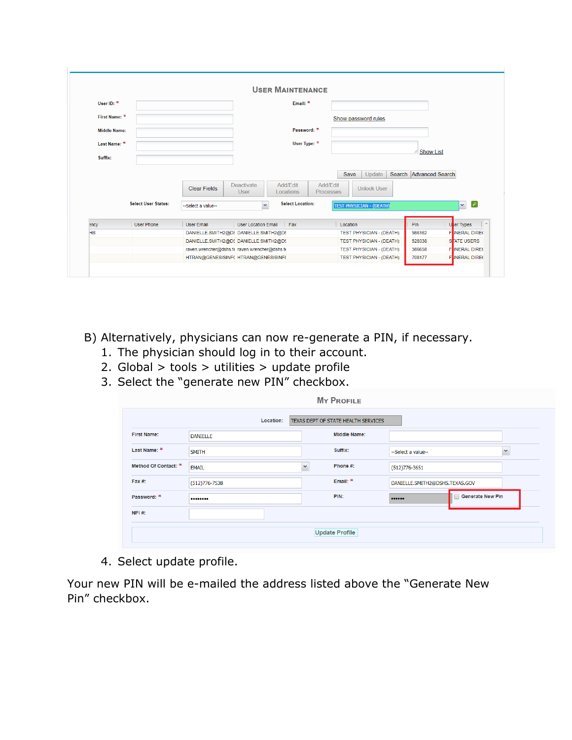B) Alternatively, physicians can now re-generate a PIN, if necessary.

1. The physician should log in to their account.
2. Global > tools > utilities > update profile
3. Select the "generate new PIN" checkbox.
4. Select update profile.

Your new PIN will be e-mailed the address listed above the "Generate New Pin" checkbox.